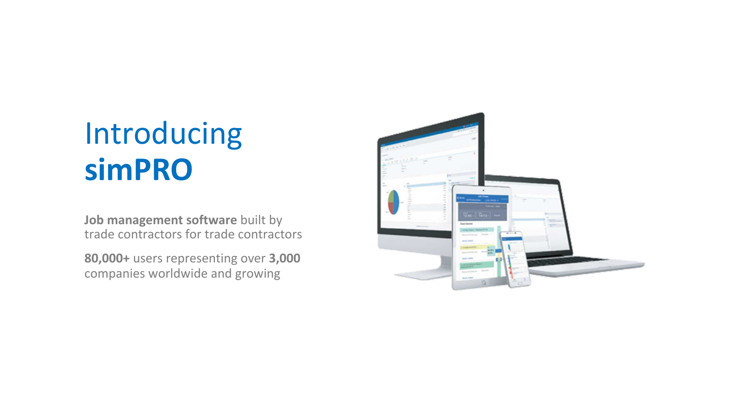# Introducing **simPRO**

**Job management software** built by trade contractors for trade contractors

**80,000+** users representing over **3,000** companies worldwide and growing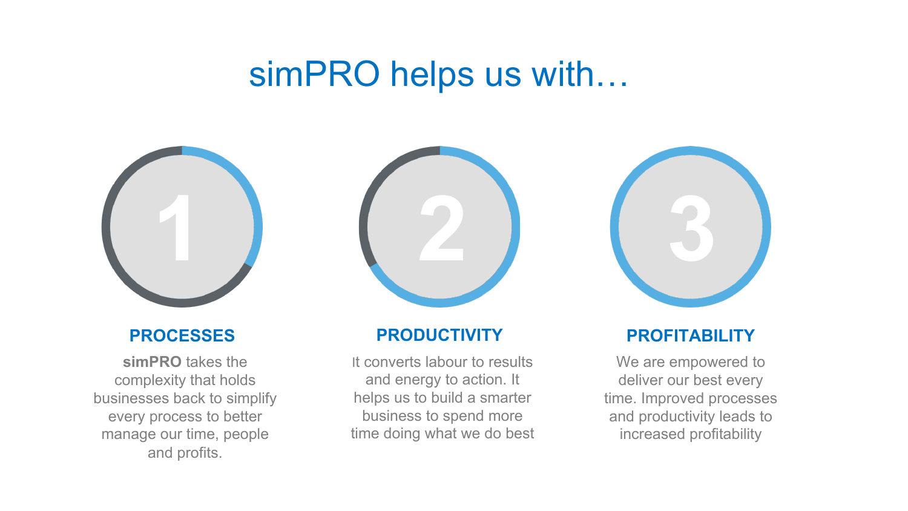# simPRO helps us with…

## 1

### PROCESSES

**simPRO** takes the complexity that holds businesses back to simplify every process to better manage our time, people and profits.

## 2

### PRODUCTIVITY

It converts labour to results and energy to action. It helps us to build a smarter business to spend more time doing what we do best

## 3

### PROFITABILITY

We are empowered to deliver our best every time. Improved processes and productivity leads to increased profitability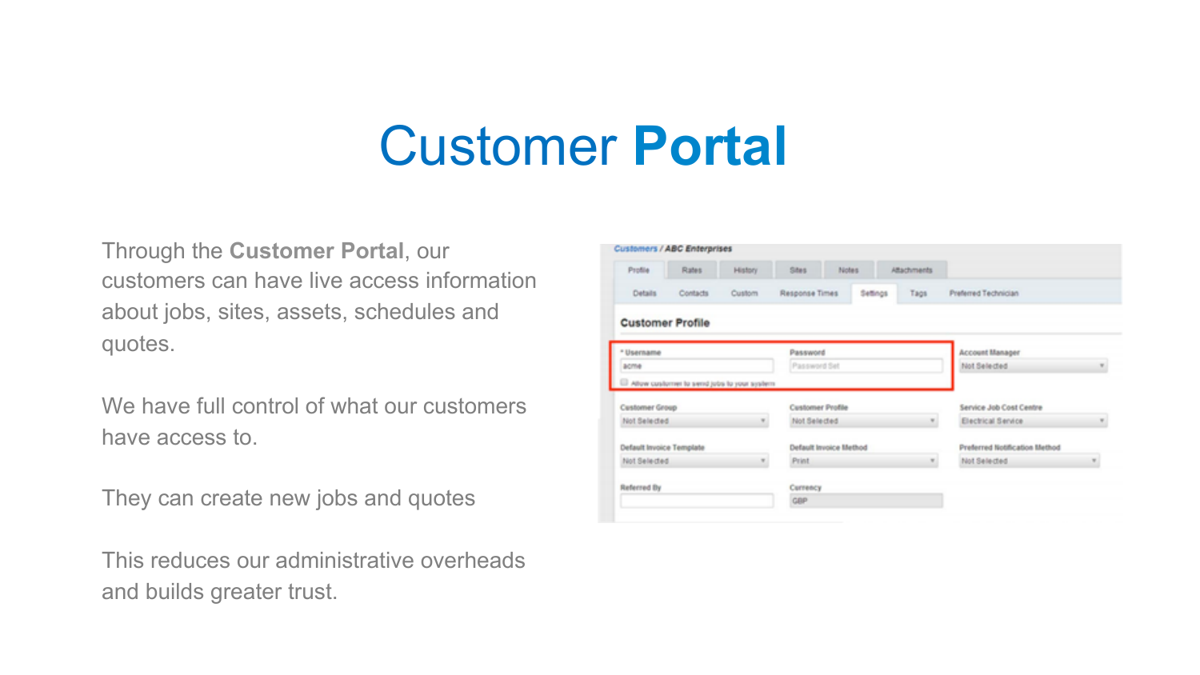# Customer **Portal**

Through the **Customer Portal**, our customers can have live access information about jobs, sites, assets, schedules and quotes.

We have full control of what our customers have access to.

They can create new jobs and quotes

This reduces our administrative overheads and builds greater trust.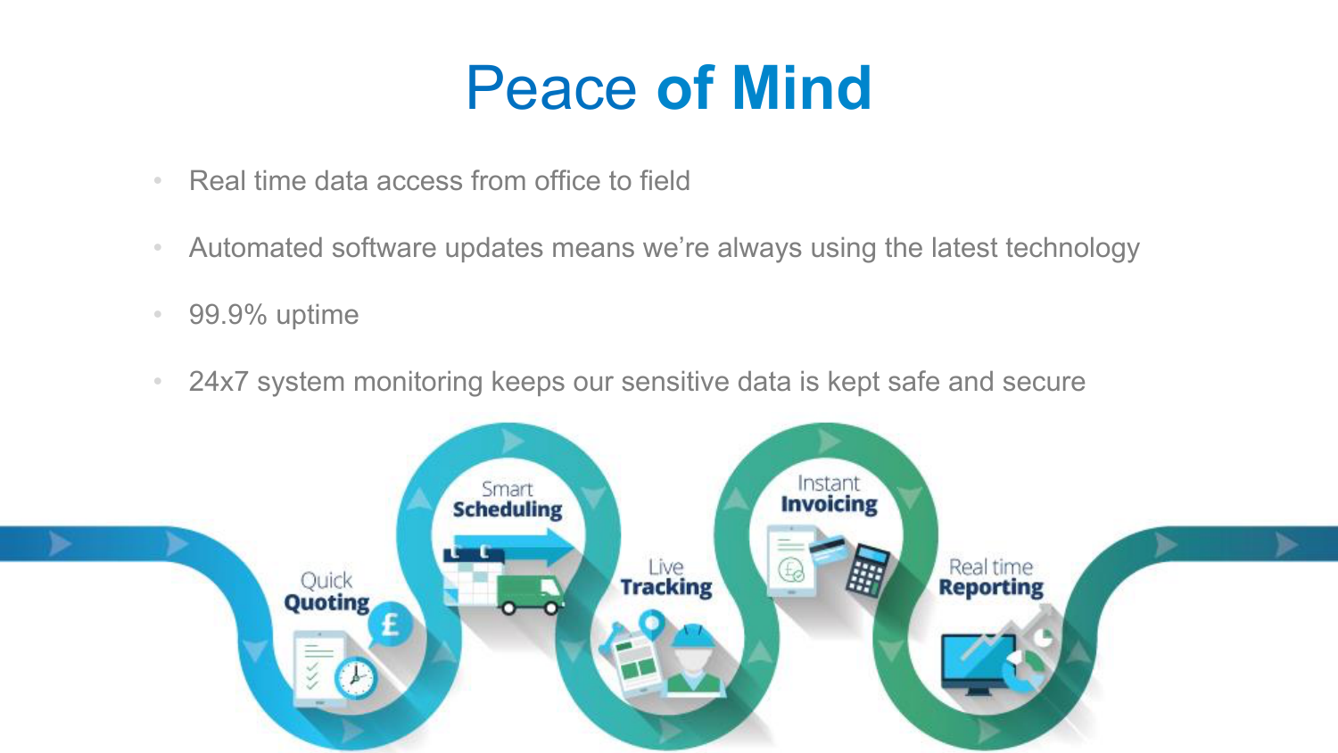# Peace of Mind

- Real time data access from office to field
- Automated software updates means we’re always using the latest technology
- 99.9% uptime
- 24x7 system monitoring keeps our sensitive data is kept safe and secure

Quick Quoting · Smart Scheduling · Live Tracking · Instant Invoicing · Real time Reporting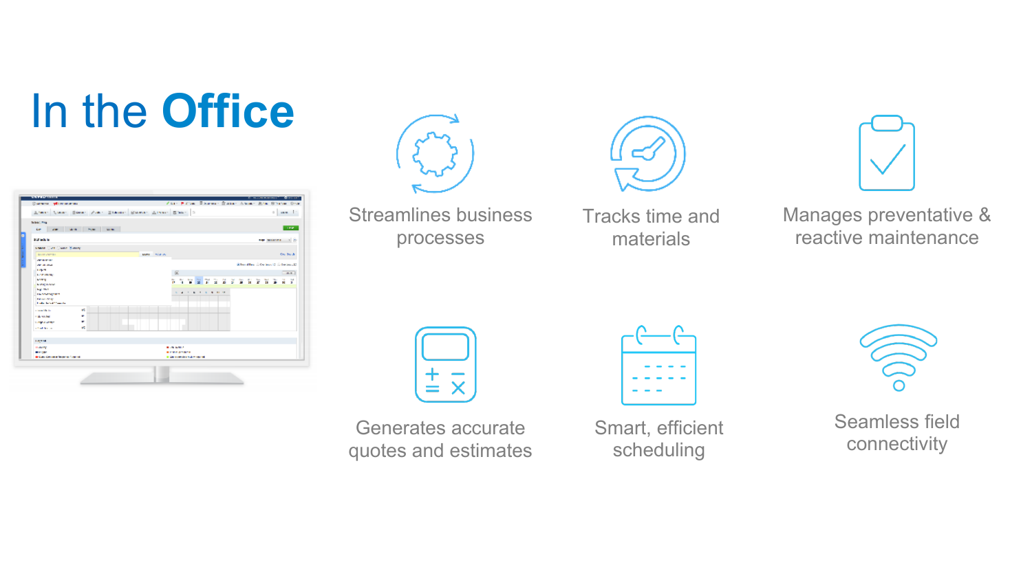# In the **Office**

- Streamlines business processes
- Tracks time and materials
- Manages preventative & reactive maintenance
- Generates accurate quotes and estimates
- Smart, efficient scheduling
- Seamless field connectivity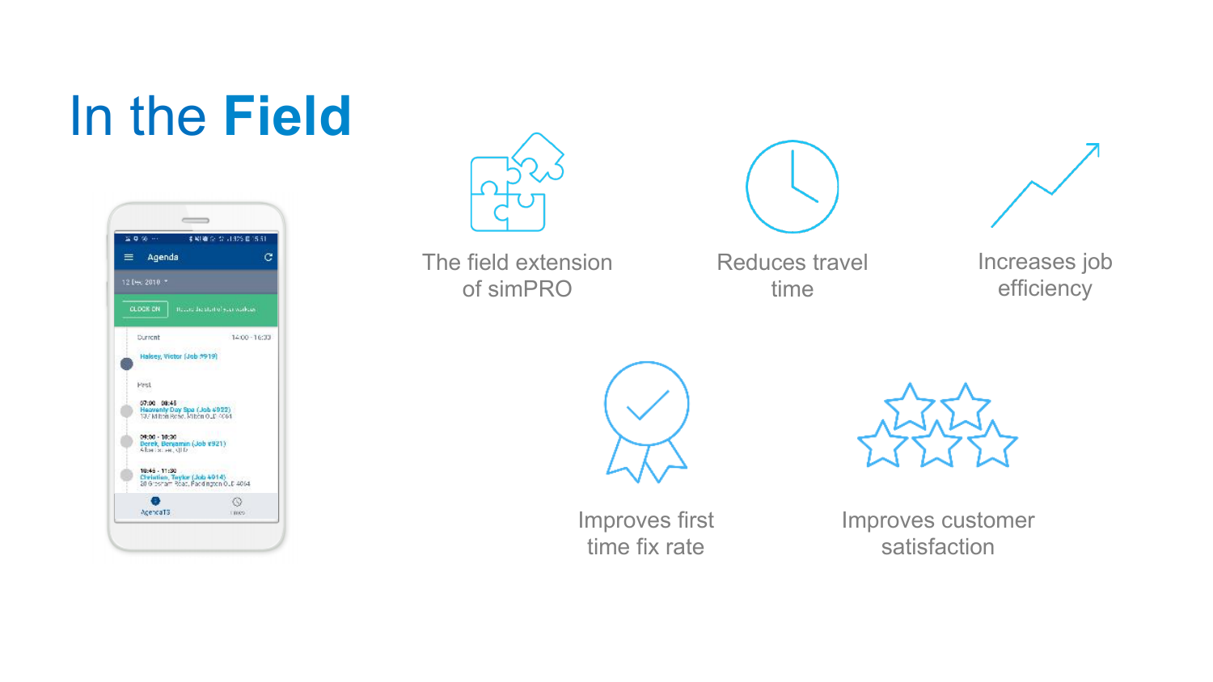# In the **Field**

The field extension of simPRO

Reduces travel time

Increases job efficiency

Improves first time fix rate

Improves customer satisfaction